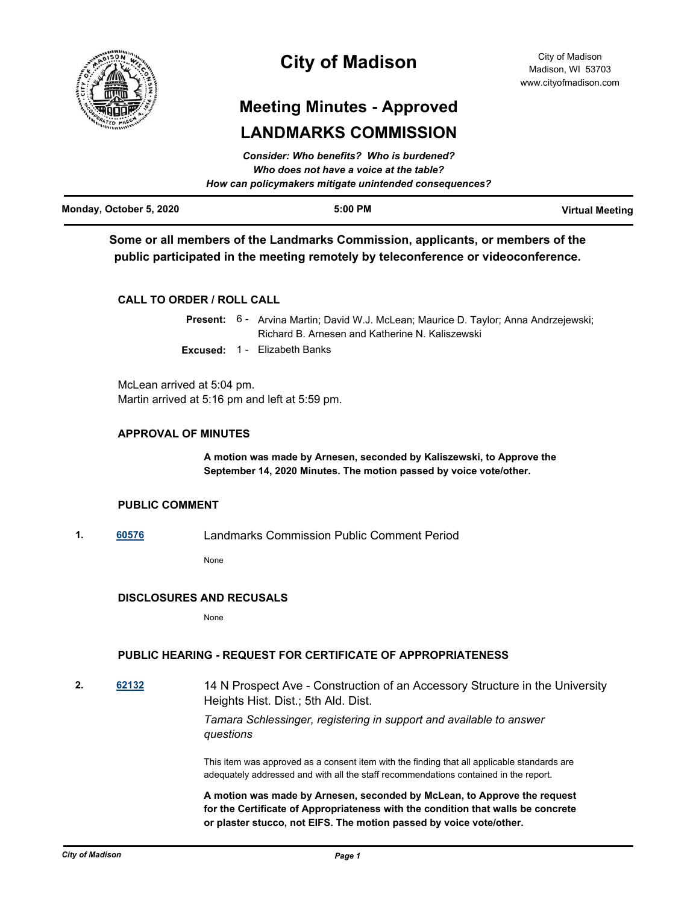# City of Madison

City of Madison
Madison, WI 53703
www.cityofmadison.com

## Meeting Minutes - Approved

## LANDMARKS COMMISSION

*Consider: Who benefits? Who is burdened?*
*Who does not have a voice at the table?*
*How can policymakers mitigate unintended consequences?*

**Monday, October 5, 2020** | **5:00 PM** | **Virtual Meeting**

**Some or all members of the Landmarks Commission, applicants, or members of the public participated in the meeting remotely by teleconference or videoconference.**

### CALL TO ORDER / ROLL CALL

**Present:** 6 - Arvina Martin; David W.J. McLean; Maurice D. Taylor; Anna Andrzejewski; Richard B. Arnesen and Katherine N. Kaliszewski

**Excused:** 1 - Elizabeth Banks

McLean arrived at 5:04 pm.
Martin arrived at 5:16 pm and left at 5:59 pm.

### APPROVAL OF MINUTES

**A motion was made by Arnesen, seconded by Kaliszewski, to Approve the September 14, 2020 Minutes. The motion passed by voice vote/other.**

### PUBLIC COMMENT

**1.** **60576** Landmarks Commission Public Comment Period

None

### DISCLOSURES AND RECUSALS

None

### PUBLIC HEARING - REQUEST FOR CERTIFICATE OF APPROPRIATENESS

**2.** **62132** 14 N Prospect Ave - Construction of an Accessory Structure in the University Heights Hist. Dist.; 5th Ald. Dist.

*Tamara Schlessinger, registering in support and available to answer questions*

This item was approved as a consent item with the finding that all applicable standards are adequately addressed and with all the staff recommendations contained in the report.

**A motion was made by Arnesen, seconded by McLean, to Approve the request for the Certificate of Appropriateness with the condition that walls be concrete or plaster stucco, not EIFS. The motion passed by voice vote/other.**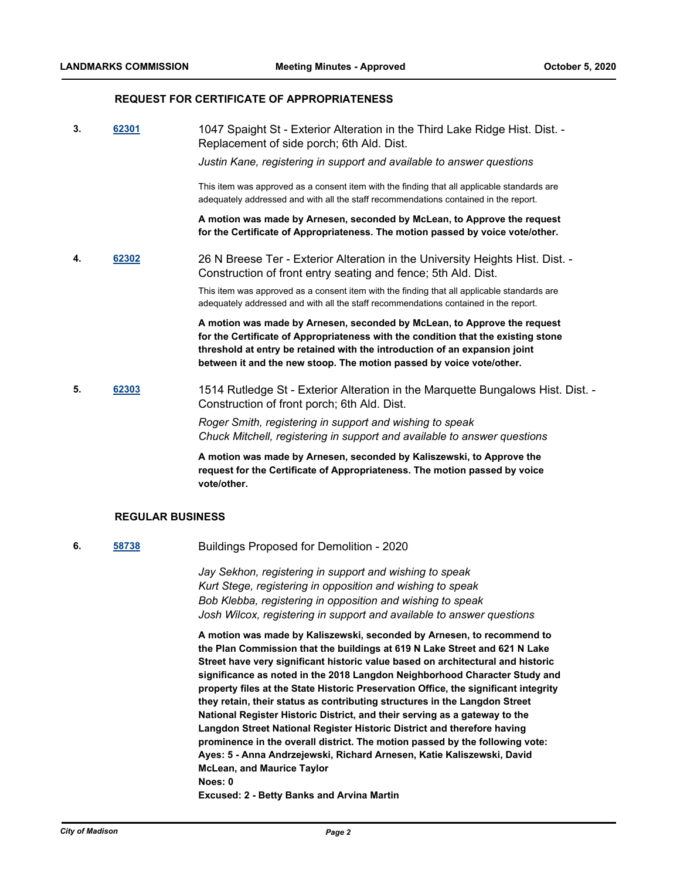### REQUEST FOR CERTIFICATE OF APPROPRIATENESS

**3.** **62301** 1047 Spaight St - Exterior Alteration in the Third Lake Ridge Hist. Dist. - Replacement of side porch; 6th Ald. Dist.

*Justin Kane, registering in support and available to answer questions*

This item was approved as a consent item with the finding that all applicable standards are adequately addressed and with all the staff recommendations contained in the report.

**A motion was made by Arnesen, seconded by McLean, to Approve the request for the Certificate of Appropriateness. The motion passed by voice vote/other.**

**4.** **62302** 26 N Breese Ter - Exterior Alteration in the University Heights Hist. Dist. - Construction of front entry seating and fence; 5th Ald. Dist.

This item was approved as a consent item with the finding that all applicable standards are adequately addressed and with all the staff recommendations contained in the report.

**A motion was made by Arnesen, seconded by McLean, to Approve the request for the Certificate of Appropriateness with the condition that the existing stone threshold at entry be retained with the introduction of an expansion joint between it and the new stoop. The motion passed by voice vote/other.**

**5.** **62303** 1514 Rutledge St - Exterior Alteration in the Marquette Bungalows Hist. Dist. - Construction of front porch; 6th Ald. Dist.

*Roger Smith, registering in support and wishing to speak*
*Chuck Mitchell, registering in support and available to answer questions*

**A motion was made by Arnesen, seconded by Kaliszewski, to Approve the request for the Certificate of Appropriateness. The motion passed by voice vote/other.**

### REGULAR BUSINESS

**6.** **58738** Buildings Proposed for Demolition - 2020

*Jay Sekhon, registering in support and wishing to speak*
*Kurt Stege, registering in opposition and wishing to speak*
*Bob Klebba, registering in opposition and wishing to speak*
*Josh Wilcox, registering in support and available to answer questions*

**A motion was made by Kaliszewski, seconded by Arnesen, to recommend to the Plan Commission that the buildings at 619 N Lake Street and 621 N Lake Street have very significant historic value based on architectural and historic significance as noted in the 2018 Langdon Neighborhood Character Study and property files at the State Historic Preservation Office, the significant integrity they retain, their status as contributing structures in the Langdon Street National Register Historic District, and their serving as a gateway to the Langdon Street National Register Historic District and therefore having prominence in the overall district. The motion passed by the following vote:**

**Ayes: 5 - Anna Andrzejewski, Richard Arnesen, Katie Kaliszewski, David McLean, and Maurice Taylor**

**Noes: 0**

**Excused: 2 - Betty Banks and Arvina Martin**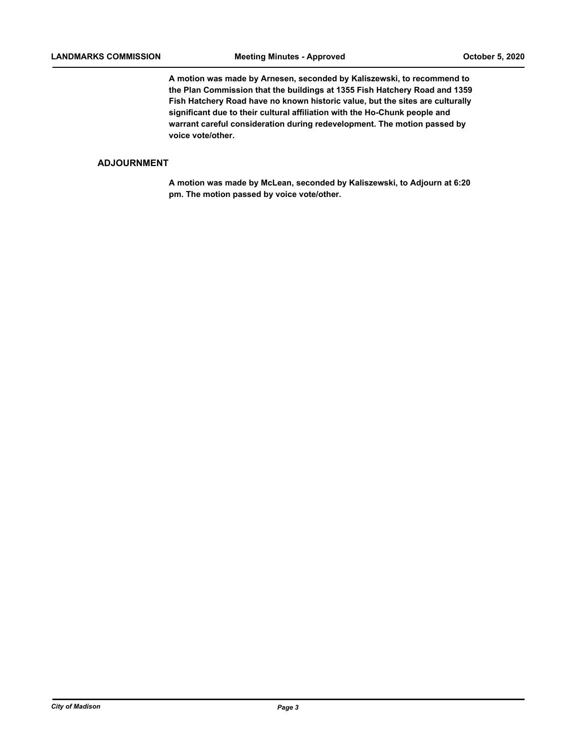**A motion was made by Arnesen, seconded by Kaliszewski, to recommend to the Plan Commission that the buildings at 1355 Fish Hatchery Road and 1359 Fish Hatchery Road have no known historic value, but the sites are culturally significant due to their cultural affiliation with the Ho-Chunk people and warrant careful consideration during redevelopment. The motion passed by voice vote/other.**

## ADJOURNMENT

**A motion was made by McLean, seconded by Kaliszewski, to Adjourn at 6:20 pm. The motion passed by voice vote/other.**